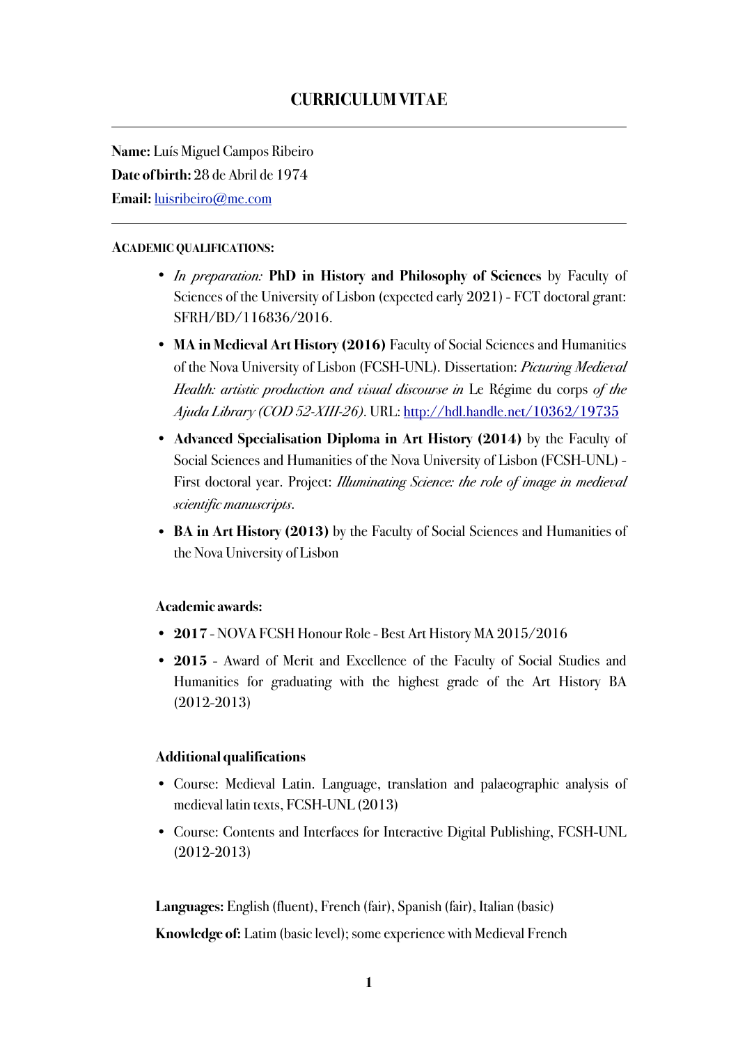# CURRICULUM VITAE

---

**Name:** Luís Miguel Campos Ribeiro
**Date of birth:** 28 de Abril de 1974
**Email:** [luisribeiro@me.com](mailto:luisribeiro@me.com)

---

#### ACADEMIC QUALIFICATIONS:

- *In preparation:* **PhD in History and Philosophy of Sciences** by Faculty of Sciences of the University of Lisbon (expected early 2021) - FCT doctoral grant: SFRH/BD/116836/2016.
- **MA in Medieval Art History (2016)** Faculty of Social Sciences and Humanities of the Nova University of Lisbon (FCSH-UNL). Dissertation: *Picturing Medieval Health: artistic production and visual discourse in* Le Régime du corps *of the Ajuda Library (COD 52-XIII-26)*. URL: [http://hdl.handle.net/10362/19735](http://hdl.handle.net/10362/19735)
- **Advanced Specialisation Diploma in Art History (2014)** by the Faculty of Social Sciences and Humanities of the Nova University of Lisbon (FCSH-UNL) - First doctoral year. Project: *Illuminating Science: the role of image in medieval scientific manuscripts*.
- **BA in Art History (2013)** by the Faculty of Social Sciences and Humanities of the Nova University of Lisbon

#### Academic awards:

- **2017** - NOVA FCSH Honour Role - Best Art History MA 2015/2016
- **2015** - Award of Merit and Excellence of the Faculty of Social Studies and Humanities for graduating with the highest grade of the Art History BA (2012-2013)

#### Additional qualifications

- Course: Medieval Latin. Language, translation and palaeographic analysis of medieval latin texts, FCSH-UNL (2013)
- Course: Contents and Interfaces for Interactive Digital Publishing, FCSH-UNL (2012-2013)

**Languages:** English (fluent), French (fair), Spanish (fair), Italian (basic)

**Knowledge of:** Latim (basic level); some experience with Medieval French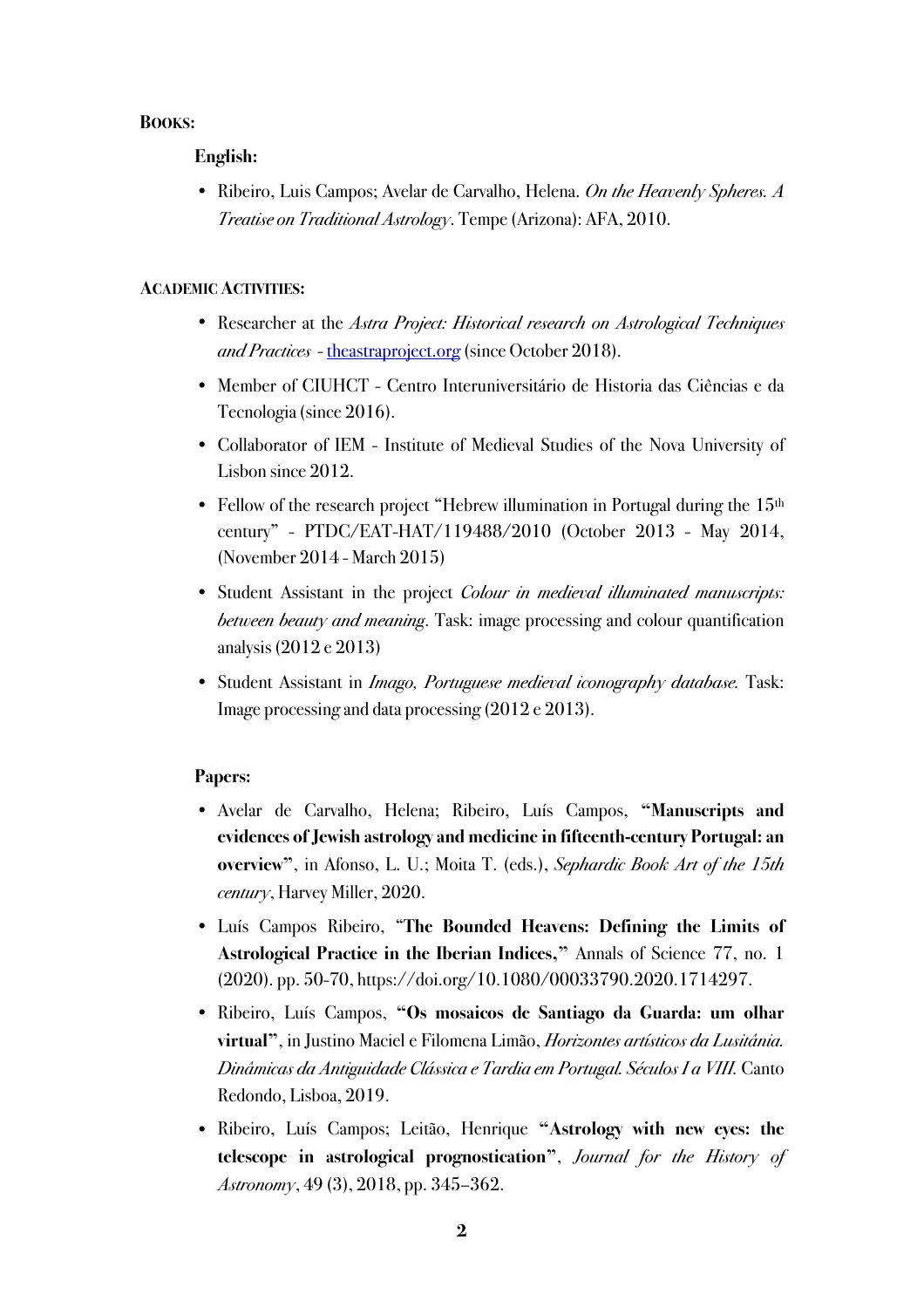## Books:

### English:

- Ribeiro, Luis Campos; Avelar de Carvalho, Helena. *On the Heavenly Spheres. A Treatise on Traditional Astrology*. Tempe (Arizona): AFA, 2010.

## Academic Activities:

- Researcher at the *Astra Project: Historical research on Astrological Techniques and Practices* - [theastraproject.org](http://theastraproject.org) (since October 2018).
- Member of CIUHCT - Centro Interuniversitário de Historia das Ciências e da Tecnologia (since 2016).
- Collaborator of IEM - Institute of Medieval Studies of the Nova University of Lisbon since 2012.
- Fellow of the research project "Hebrew illumination in Portugal during the 15th century" - PTDC/EAT-HAT/119488/2010 (October 2013 - May 2014, (November 2014 - March 2015)
- Student Assistant in the project *Colour in medieval illuminated manuscripts: between beauty and meaning*. Task: image processing and colour quantification analysis (2012 e 2013)
- Student Assistant in *Imago, Portuguese medieval iconography database.* Task: Image processing and data processing (2012 e 2013).

### Papers:

- Avelar de Carvalho, Helena; Ribeiro, Luís Campos, **"Manuscripts and evidences of Jewish astrology and medicine in fifteenth-century Portugal: an overview"**, in Afonso, L. U.; Moita T. (eds.), *Sephardic Book Art of the 15th century*, Harvey Miller, 2020.
- Luís Campos Ribeiro, **"The Bounded Heavens: Defining the Limits of Astrological Practice in the Iberian Indices,"** Annals of Science 77, no. 1 (2020). pp. 50-70, https://doi.org/10.1080/00033790.2020.1714297.
- Ribeiro, Luís Campos, **"Os mosaicos de Santiago da Guarda: um olhar virtual"**, in Justino Maciel e Filomena Limão, *Horizontes artísticos da Lusitânia. Dinâmicas da Antiguidade Clássica e Tardia em Portugal. Séculos I a VIII.* Canto Redondo, Lisboa, 2019.
- Ribeiro, Luís Campos; Leitão, Henrique **"Astrology with new eyes: the telescope in astrological prognostication"**, *Journal for the History of Astronomy*, 49 (3), 2018, pp. 345–362.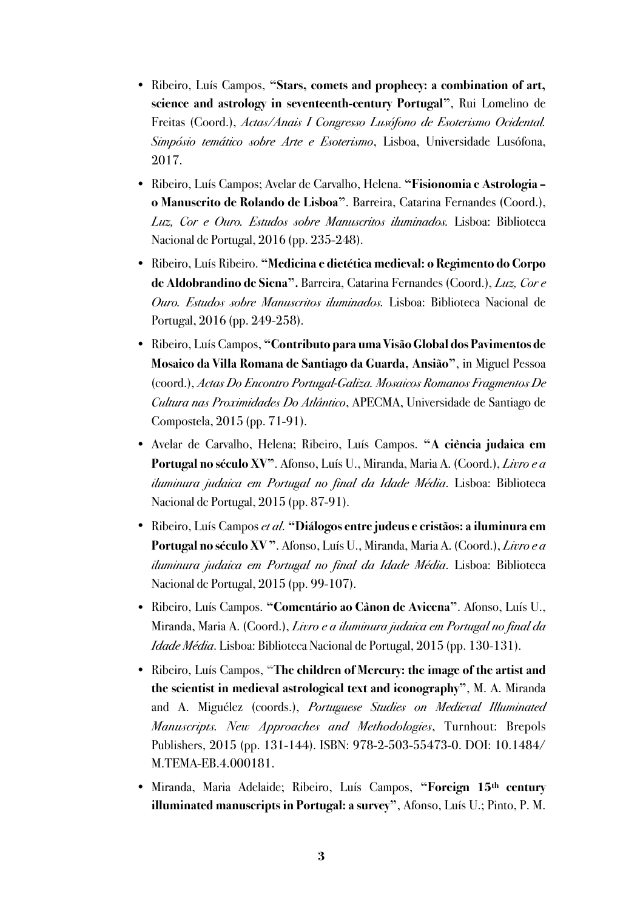- Ribeiro, Luís Campos, **"Stars, comets and prophecy: a combination of art, science and astrology in seventeenth-century Portugal"**, Rui Lomelino de Freitas (Coord.), *Actas/Anais I Congresso Lusófono de Esoterismo Ocidental. Simpósio temático sobre Arte e Esoterismo*, Lisboa, Universidade Lusófona, 2017.
- Ribeiro, Luís Campos; Avelar de Carvalho, Helena. **"Fisionomia e Astrologia – o Manuscrito de Rolando de Lisboa"**. Barreira, Catarina Fernandes (Coord.), *Luz, Cor e Ouro. Estudos sobre Manuscritos iluminados.* Lisboa: Biblioteca Nacional de Portugal, 2016 (pp. 235-248).
- Ribeiro, Luís Ribeiro. **"Medicina e dietética medieval: o Regimento do Corpo de Aldobrandino de Siena".** Barreira, Catarina Fernandes (Coord.), *Luz, Cor e Ouro. Estudos sobre Manuscritos iluminados.* Lisboa: Biblioteca Nacional de Portugal, 2016 (pp. 249-258).
- Ribeiro, Luís Campos, **"Contributo para uma Visão Global dos Pavimentos de Mosaico da Villa Romana de Santiago da Guarda, Ansião"**, in Miguel Pessoa (coord.), *Actas Do Encontro Portugal-Galiza. Mosaicos Romanos Fragmentos De Cultura nas Proximidades Do Atlântico*, APECMA, Universidade de Santiago de Compostela, 2015 (pp. 71-91).
- Avelar de Carvalho, Helena; Ribeiro, Luís Campos. **"A ciência judaica em Portugal no século XV"**. Afonso, Luís U., Miranda, Maria A. (Coord.), *Livro e a iluminura judaica em Portugal no final da Idade Média*. Lisboa: Biblioteca Nacional de Portugal, 2015 (pp. 87-91).
- Ribeiro, Luís Campos *et al.* **"Diálogos entre judeus e cristãos: a iluminura em Portugal no século XV "**. Afonso, Luís U., Miranda, Maria A. (Coord.), *Livro e a iluminura judaica em Portugal no final da Idade Média*. Lisboa: Biblioteca Nacional de Portugal, 2015 (pp. 99-107).
- Ribeiro, Luís Campos. **"Comentário ao Cânon de Avicena"**. Afonso, Luís U., Miranda, Maria A. (Coord.), *Livro e a iluminura judaica em Portugal no final da Idade Média*. Lisboa: Biblioteca Nacional de Portugal, 2015 (pp. 130-131).
- Ribeiro, Luís Campos, "**The children of Mercury: the image of the artist and the scientist in medieval astrological text and iconography"**, M. A. Miranda and A. Miguélez (coords.), *Portuguese Studies on Medieval Illuminated Manuscripts. New Approaches and Methodologies*, Turnhout: Brepols Publishers, 2015 (pp. 131-144). ISBN: 978-2-503-55473-0. DOI: 10.1484/ M.TEMA-EB.4.000181.
- Miranda, Maria Adelaide; Ribeiro, Luís Campos, **"Foreign 15th century illuminated manuscripts in Portugal: a survey"**, Afonso, Luís U.; Pinto, P. M.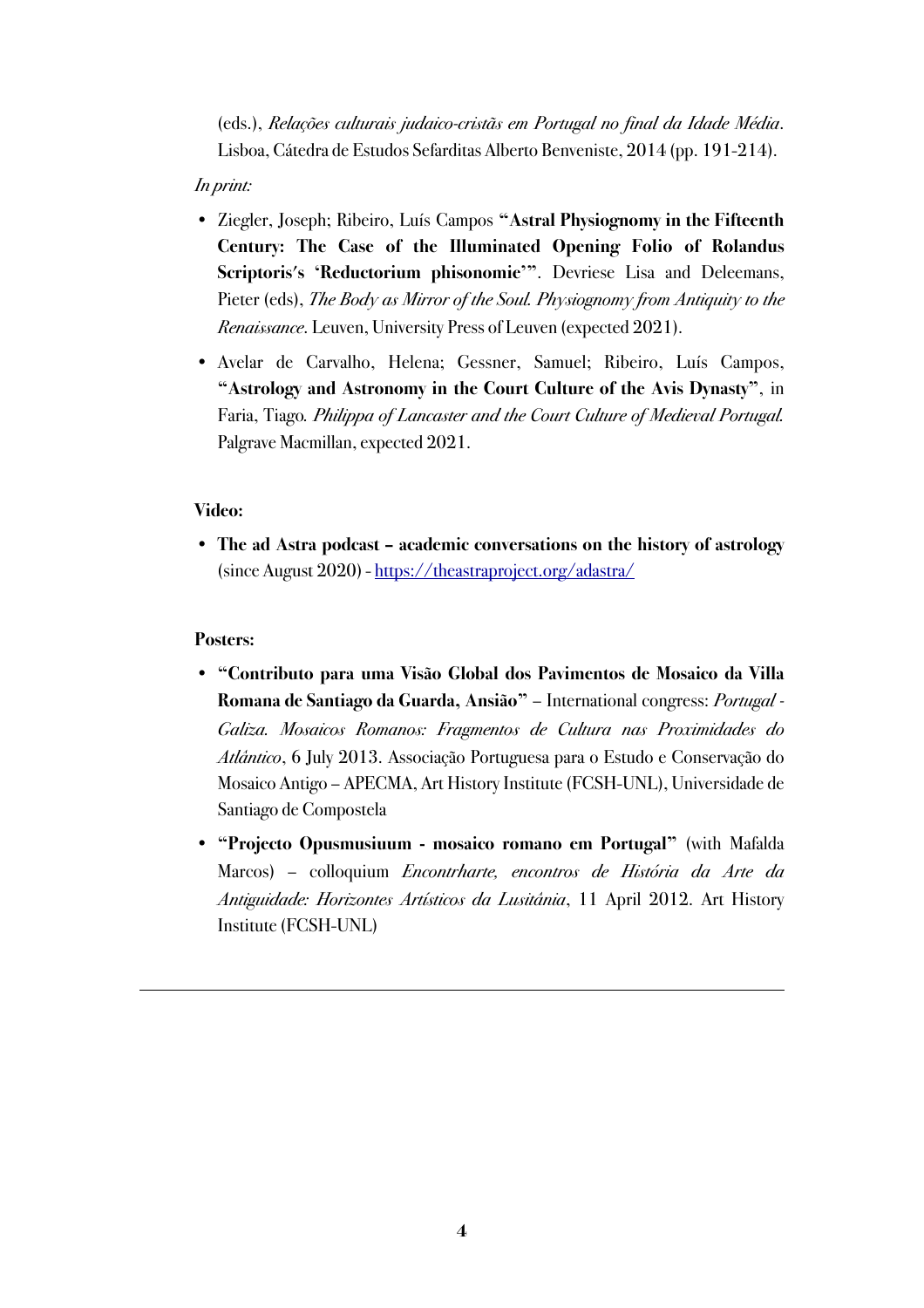(eds.), *Relações culturais judaico-cristãs em Portugal no final da Idade Média*. Lisboa, Cátedra de Estudos Sefarditas Alberto Benveniste, 2014 (pp. 191-214).

*In print:*

- Ziegler, Joseph; Ribeiro, Luís Campos **"Astral Physiognomy in the Fifteenth Century: The Case of the Illuminated Opening Folio of Rolandus Scriptoris's 'Reductorium phisonomie'"**. Devriese Lisa and Deleemans, Pieter (eds), *The Body as Mirror of the Soul. Physiognomy from Antiquity to the Renaissance*. Leuven, University Press of Leuven (expected 2021).
- Avelar de Carvalho, Helena; Gessner, Samuel; Ribeiro, Luís Campos, **"Astrology and Astronomy in the Court Culture of the Avis Dynasty"**, in Faria, Tiago. *Philippa of Lancaster and the Court Culture of Medieval Portugal.* Palgrave Macmillan, expected 2021.

**Video:**

- **The ad Astra podcast – academic conversations on the history of astrology** (since August 2020) - [https://theastraproject.org/adastra/](https://theastraproject.org/adastra/)

**Posters:**

- **"Contributo para uma Visão Global dos Pavimentos de Mosaico da Villa Romana de Santiago da Guarda, Ansião"** – International congress: *Portugal - Galiza. Mosaicos Romanos: Fragmentos de Cultura nas Proximidades do Atlântico*, 6 July 2013. Associação Portuguesa para o Estudo e Conservação do Mosaico Antigo – APECMA, Art History Institute (FCSH-UNL), Universidade de Santiago de Compostela
- **"Projecto Opusmusiuum - mosaico romano em Portugal"** (with Mafalda Marcos) – colloquium *Encontrharte, encontros de História da Arte da Antiguidade: Horizontes Artísticos da Lusitânia*, 11 April 2012. Art History Institute (FCSH-UNL)